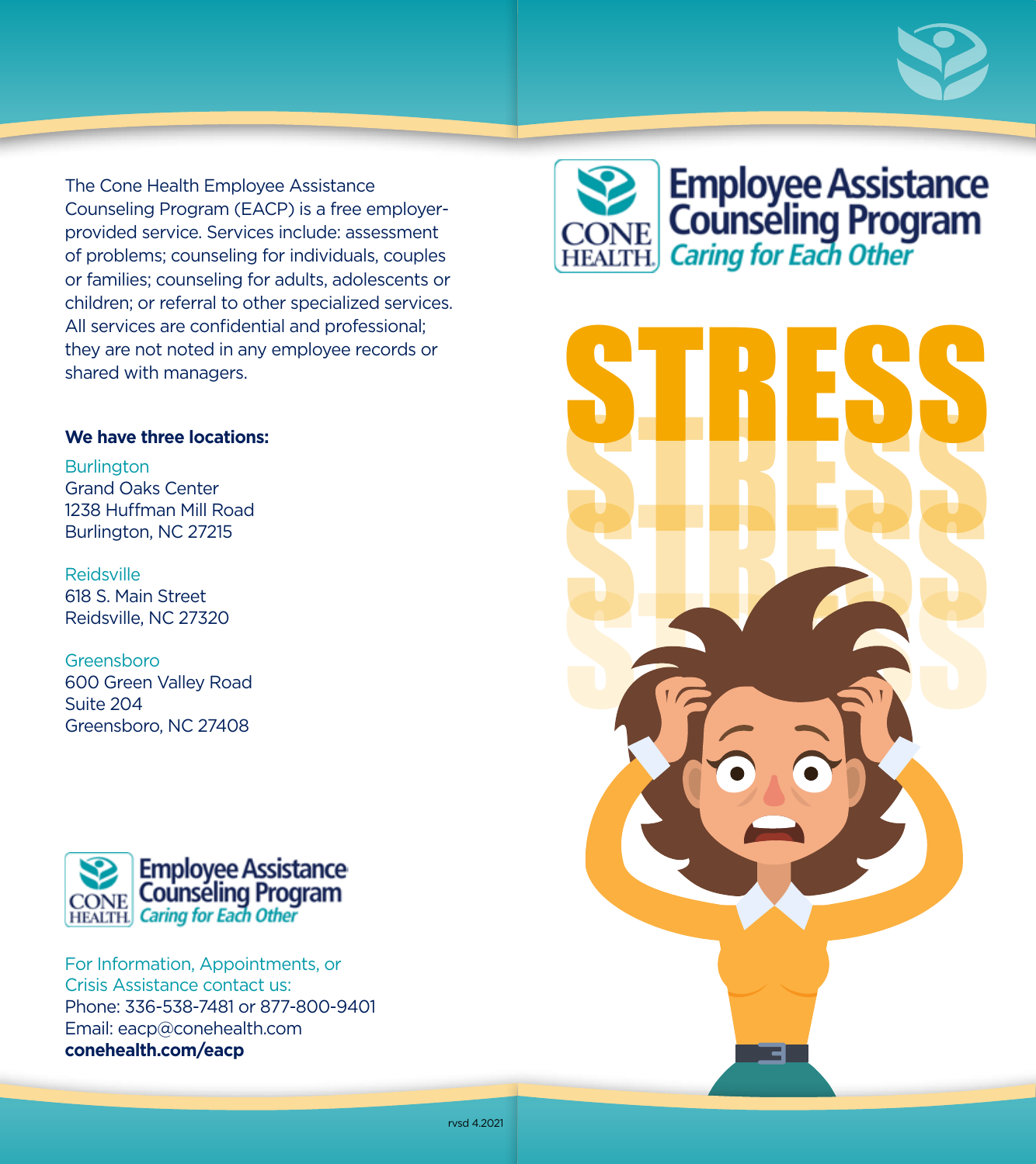The Cone Health Employee Assistance Counseling Program (EACP) is a free employer-provided service. Services include: assessment of problems; counseling for individuals, couples or families; counseling for adults, adolescents or children; or referral to other specialized services. All services are confidential and professional; they are not noted in any employee records or shared with managers.

**We have three locations:**

Burlington
Grand Oaks Center
1238 Huffman Mill Road
Burlington, NC 27215

Reidsville
618 S. Main Street
Reidsville, NC 27320

Greensboro
600 Green Valley Road
Suite 204
Greensboro, NC 27408

CONE HEALTH
Employee Assistance Counseling Program
*Caring for Each Other*

For Information, Appointments, or Crisis Assistance contact us:
Phone: 336-538-7481 or 877-800-9401
Email: eacp@conehealth.com
**conehealth.com/eacp**

rvsd 4.2021

CONE HEALTH

# Employee Assistance Counseling Program

*Caring for Each Other*

# STRESS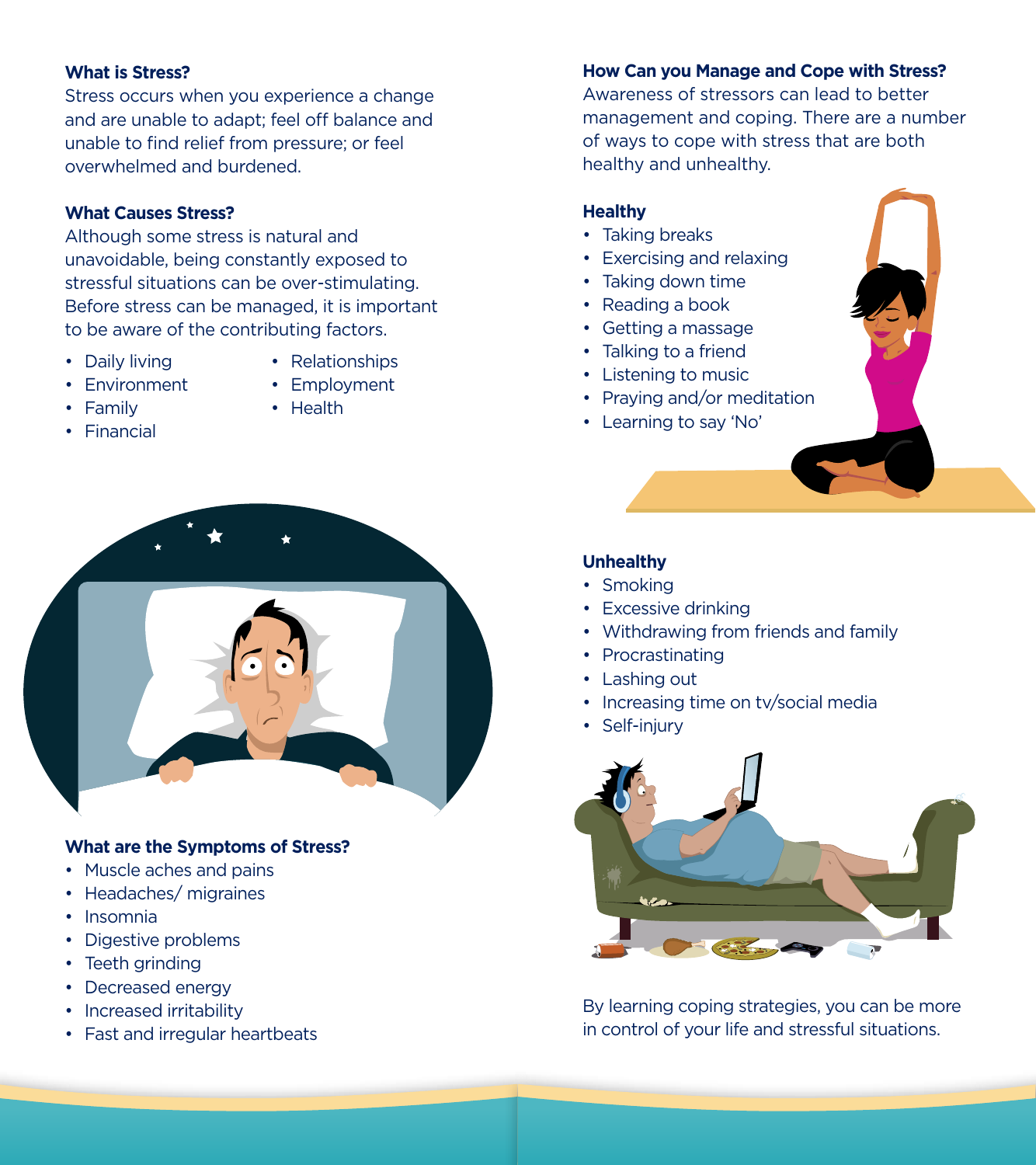## What is Stress?

Stress occurs when you experience a change and are unable to adapt; feel off balance and unable to find relief from pressure; or feel overwhelmed and burdened.

## What Causes Stress?

Although some stress is natural and unavoidable, being constantly exposed to stressful situations can be over-stimulating. Before stress can be managed, it is important to be aware of the contributing factors.

- Daily living
- Environment
- Family
- Financial
- Relationships
- Employment
- Health

## What are the Symptoms of Stress?

- Muscle aches and pains
- Headaches/ migraines
- Insomnia
- Digestive problems
- Teeth grinding
- Decreased energy
- Increased irritability
- Fast and irregular heartbeats

## How Can you Manage and Cope with Stress?

Awareness of stressors can lead to better management and coping. There are a number of ways to cope with stress that are both healthy and unhealthy.

### Healthy

- Taking breaks
- Exercising and relaxing
- Taking down time
- Reading a book
- Getting a massage
- Talking to a friend
- Listening to music
- Praying and/or meditation
- Learning to say 'No'

### Unhealthy

- Smoking
- Excessive drinking
- Withdrawing from friends and family
- Procrastinating
- Lashing out
- Increasing time on tv/social media
- Self-injury

By learning coping strategies, you can be more in control of your life and stressful situations.